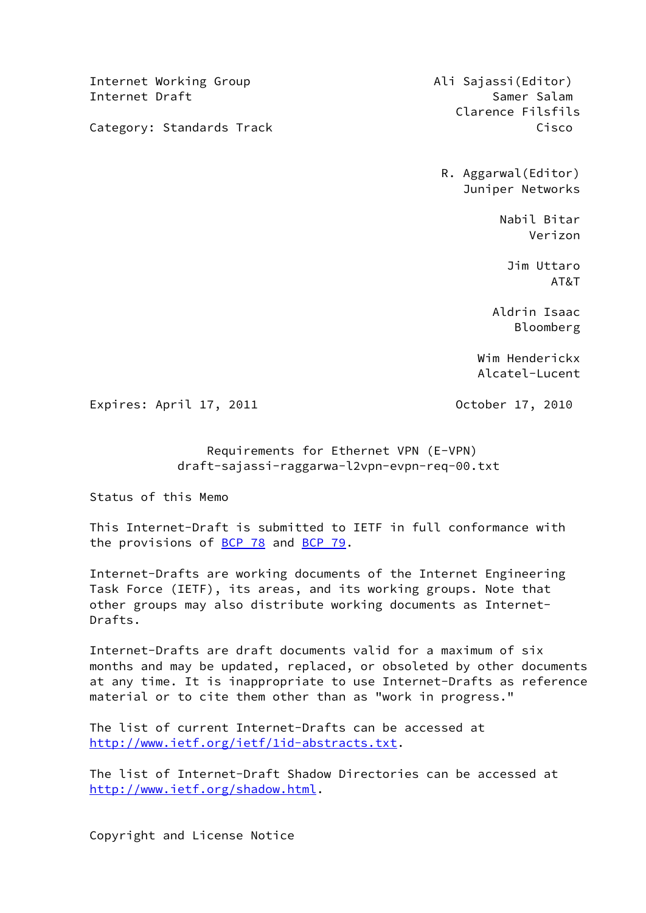Internet Working Group
Internet Draft

Category: Standards Track

Ali Sajassi(Editor)
Samer Salam
Clarence Filsfils
Cisco

R. Aggarwal(Editor)
Juniper Networks

Nabil Bitar
Verizon

Jim Uttaro
AT&T

Aldrin Isaac
Bloomberg

Wim Henderickx
Alcatel-Lucent

Expires: April 17, 2011

October 17, 2010

# Requirements for Ethernet VPN (E-VPN)
## draft-sajassi-raggarwa-l2vpn-evpn-req-00.txt

Status of this Memo

This Internet-Draft is submitted to IETF in full conformance with the provisions of BCP 78 and BCP 79.

Internet-Drafts are working documents of the Internet Engineering Task Force (IETF), its areas, and its working groups. Note that other groups may also distribute working documents as Internet-Drafts.

Internet-Drafts are draft documents valid for a maximum of six months and may be updated, replaced, or obsoleted by other documents at any time. It is inappropriate to use Internet-Drafts as reference material or to cite them other than as "work in progress."

The list of current Internet-Drafts can be accessed at http://www.ietf.org/ietf/1id-abstracts.txt.

The list of Internet-Draft Shadow Directories can be accessed at http://www.ietf.org/shadow.html.

Copyright and License Notice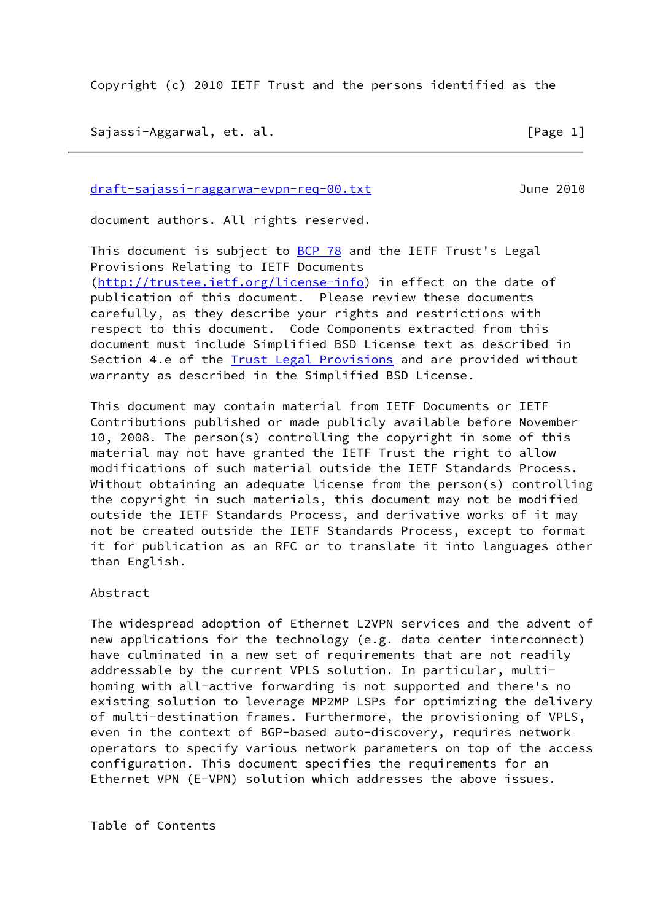Copyright (c) 2010 IETF Trust and the persons identified as the document authors. All rights reserved.

This document is subject to BCP 78 and the IETF Trust's Legal Provisions Relating to IETF Documents (http://trustee.ietf.org/license-info) in effect on the date of publication of this document. Please review these documents carefully, as they describe your rights and restrictions with respect to this document. Code Components extracted from this document must include Simplified BSD License text as described in Section 4.e of the Trust Legal Provisions and are provided without warranty as described in the Simplified BSD License.

This document may contain material from IETF Documents or IETF Contributions published or made publicly available before November 10, 2008. The person(s) controlling the copyright in some of this material may not have granted the IETF Trust the right to allow modifications of such material outside the IETF Standards Process. Without obtaining an adequate license from the person(s) controlling the copyright in such materials, this document may not be modified outside the IETF Standards Process, and derivative works of it may not be created outside the IETF Standards Process, except to format it for publication as an RFC or to translate it into languages other than English.

## Abstract

The widespread adoption of Ethernet L2VPN services and the advent of new applications for the technology (e.g. data center interconnect) have culminated in a new set of requirements that are not readily addressable by the current VPLS solution. In particular, multi-homing with all-active forwarding is not supported and there's no existing solution to leverage MP2MP LSPs for optimizing the delivery of multi-destination frames. Furthermore, the provisioning of VPLS, even in the context of BGP-based auto-discovery, requires network operators to specify various network parameters on top of the access configuration. This document specifies the requirements for an Ethernet VPN (E-VPN) solution which addresses the above issues.

## Table of Contents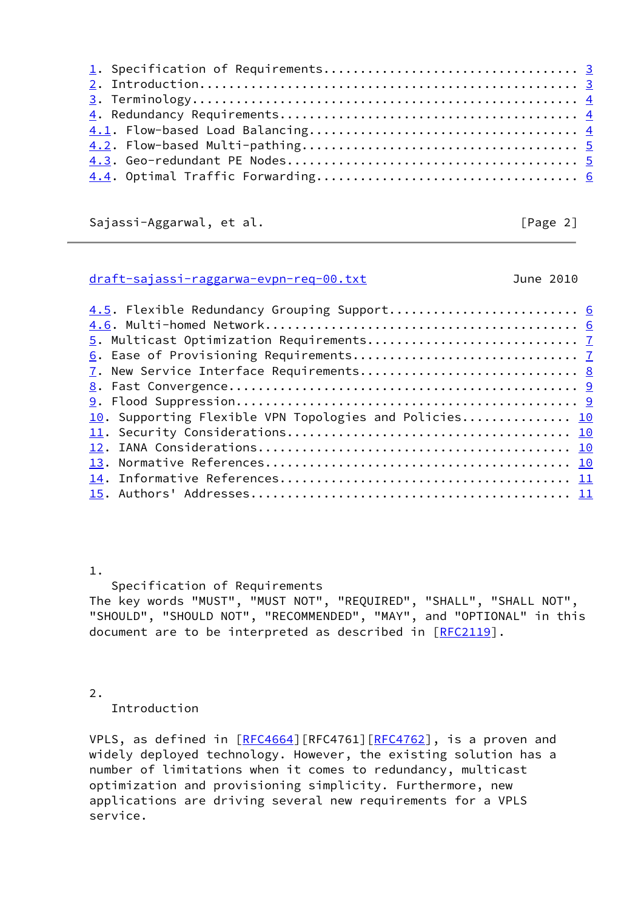1. Specification of Requirements .................................. 3
2. Introduction .................................................... 3
3. Terminology ..................................................... 4
4. Redundancy Requirements ......................................... 4
4.1. Flow-based Load Balancing ..................................... 4
4.2. Flow-based Multi-pathing ...................................... 5
4.3. Geo-redundant PE Nodes ........................................ 5
4.4. Optimal Traffic Forwarding .................................... 6
4.5. Flexible Redundancy Grouping Support .......................... 6
4.6. Multi-homed Network ........................................... 6
5. Multicast Optimization Requirements ............................. 7
6. Ease of Provisioning Requirements ............................... 7
7. New Service Interface Requirements .............................. 8
8. Fast Convergence ................................................ 9
9. Flood Suppression ............................................... 9
10. Supporting Flexible VPN Topologies and Policies ............... 10
11. Security Considerations ....................................... 10
12. IANA Considerations ........................................... 10
13. Normative References .......................................... 10
14. Informative References ........................................ 11
15. Authors' Addresses ............................................ 11

## 1. Specification of Requirements

The key words "MUST", "MUST NOT", "REQUIRED", "SHALL", "SHALL NOT", "SHOULD", "SHOULD NOT", "RECOMMENDED", "MAY", and "OPTIONAL" in this document are to be interpreted as described in [RFC2119].

## 2. Introduction

VPLS, as defined in [RFC4664][RFC4761][RFC4762], is a proven and widely deployed technology. However, the existing solution has a number of limitations when it comes to redundancy, multicast optimization and provisioning simplicity. Furthermore, new applications are driving several new requirements for a VPLS service.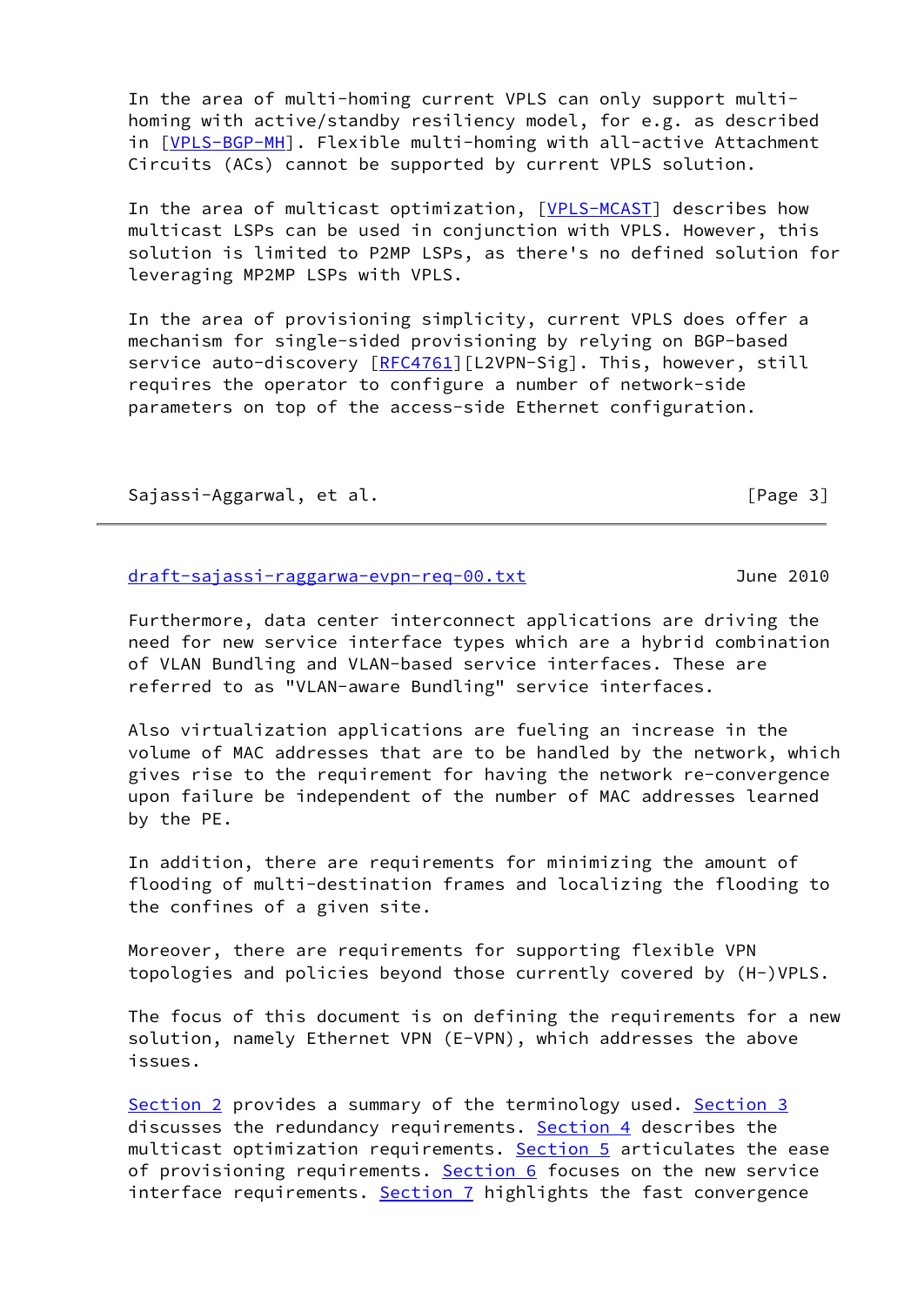In the area of multi-homing current VPLS can only support multi-homing with active/standby resiliency model, for e.g. as described in [VPLS-BGP-MH]. Flexible multi-homing with all-active Attachment Circuits (ACs) cannot be supported by current VPLS solution.

In the area of multicast optimization, [VPLS-MCAST] describes how multicast LSPs can be used in conjunction with VPLS. However, this solution is limited to P2MP LSPs, as there's no defined solution for leveraging MP2MP LSPs with VPLS.

In the area of provisioning simplicity, current VPLS does offer a mechanism for single-sided provisioning by relying on BGP-based service auto-discovery [RFC4761][L2VPN-Sig]. This, however, still requires the operator to configure a number of network-side parameters on top of the access-side Ethernet configuration.

Furthermore, data center interconnect applications are driving the need for new service interface types which are a hybrid combination of VLAN Bundling and VLAN-based service interfaces. These are referred to as "VLAN-aware Bundling" service interfaces.

Also virtualization applications are fueling an increase in the volume of MAC addresses that are to be handled by the network, which gives rise to the requirement for having the network re-convergence upon failure be independent of the number of MAC addresses learned by the PE.

In addition, there are requirements for minimizing the amount of flooding of multi-destination frames and localizing the flooding to the confines of a given site.

Moreover, there are requirements for supporting flexible VPN topologies and policies beyond those currently covered by (H-)VPLS.

The focus of this document is on defining the requirements for a new solution, namely Ethernet VPN (E-VPN), which addresses the above issues.

Section 2 provides a summary of the terminology used. Section 3 discusses the redundancy requirements. Section 4 describes the multicast optimization requirements. Section 5 articulates the ease of provisioning requirements. Section 6 focuses on the new service interface requirements. Section 7 highlights the fast convergence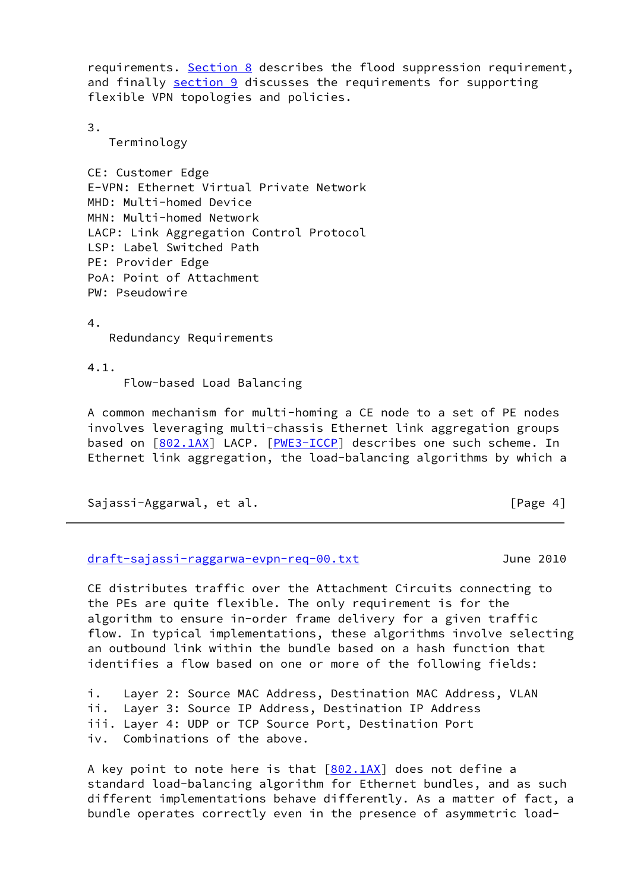requirements. Section 8 describes the flood suppression requirement, and finally section 9 discusses the requirements for supporting flexible VPN topologies and policies.

## 3. Terminology

CE: Customer Edge
E-VPN: Ethernet Virtual Private Network
MHD: Multi-homed Device
MHN: Multi-homed Network
LACP: Link Aggregation Control Protocol
LSP: Label Switched Path
PE: Provider Edge
PoA: Point of Attachment
PW: Pseudowire

## 4. Redundancy Requirements

### 4.1. Flow-based Load Balancing

A common mechanism for multi-homing a CE node to a set of PE nodes involves leveraging multi-chassis Ethernet link aggregation groups based on [802.1AX] LACP. [PWE3-ICCP] describes one such scheme. In Ethernet link aggregation, the load-balancing algorithms by which a CE distributes traffic over the Attachment Circuits connecting to the PEs are quite flexible. The only requirement is for the algorithm to ensure in-order frame delivery for a given traffic flow. In typical implementations, these algorithms involve selecting an outbound link within the bundle based on a hash function that identifies a flow based on one or more of the following fields:

i. Layer 2: Source MAC Address, Destination MAC Address, VLAN
ii. Layer 3: Source IP Address, Destination IP Address
iii. Layer 4: UDP or TCP Source Port, Destination Port
iv. Combinations of the above.

A key point to note here is that [802.1AX] does not define a standard load-balancing algorithm for Ethernet bundles, and as such different implementations behave differently. As a matter of fact, a bundle operates correctly even in the presence of asymmetric load-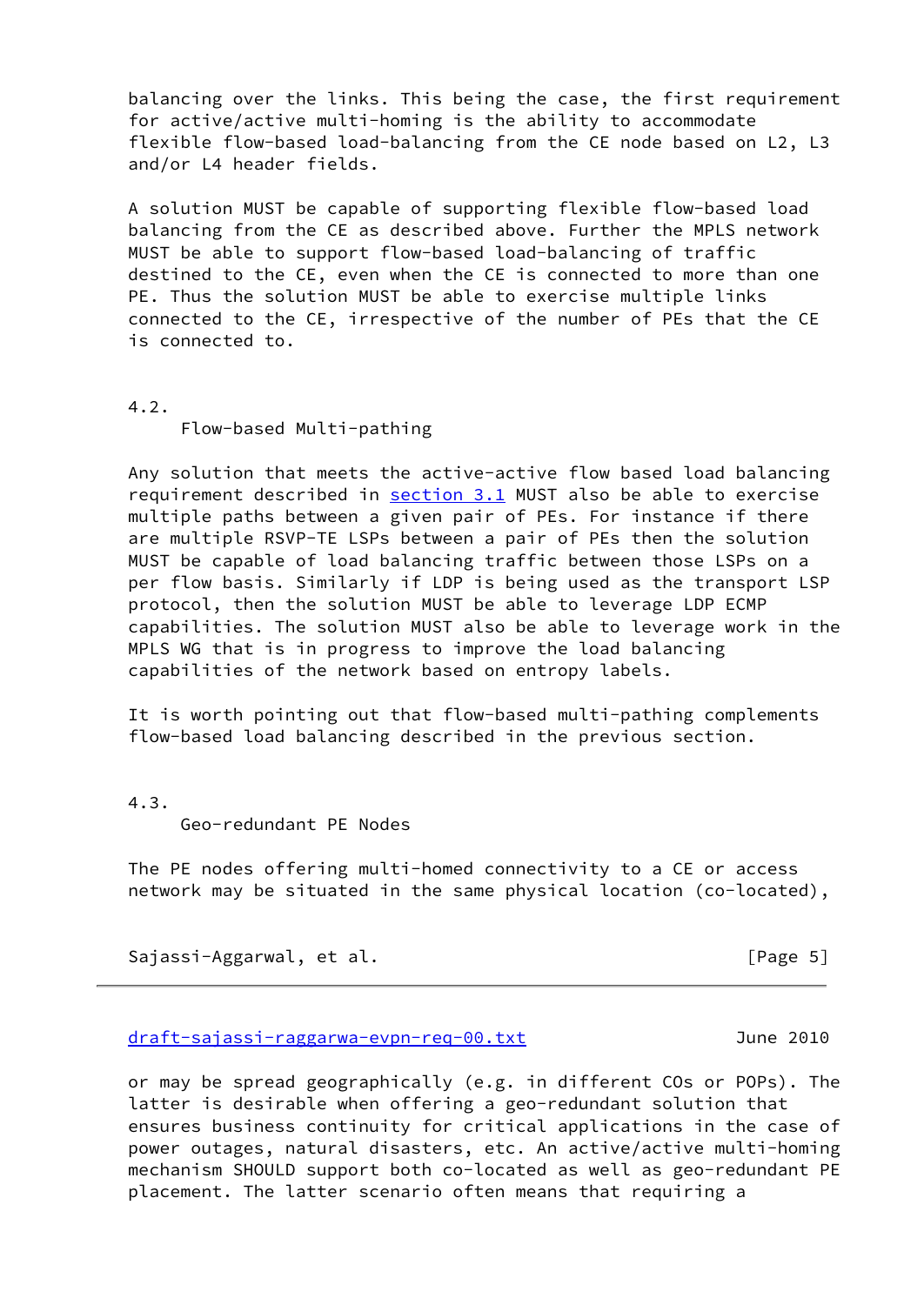balancing over the links. This being the case, the first requirement for active/active multi-homing is the ability to accommodate flexible flow-based load-balancing from the CE node based on L2, L3 and/or L4 header fields.

A solution MUST be capable of supporting flexible flow-based load balancing from the CE as described above. Further the MPLS network MUST be able to support flow-based load-balancing of traffic destined to the CE, even when the CE is connected to more than one PE. Thus the solution MUST be able to exercise multiple links connected to the CE, irrespective of the number of PEs that the CE is connected to.

### 4.2. Flow-based Multi-pathing

Any solution that meets the active-active flow based load balancing requirement described in section 3.1 MUST also be able to exercise multiple paths between a given pair of PEs. For instance if there are multiple RSVP-TE LSPs between a pair of PEs then the solution MUST be capable of load balancing traffic between those LSPs on a per flow basis. Similarly if LDP is being used as the transport LSP protocol, then the solution MUST be able to leverage LDP ECMP capabilities. The solution MUST also be able to leverage work in the MPLS WG that is in progress to improve the load balancing capabilities of the network based on entropy labels.

It is worth pointing out that flow-based multi-pathing complements flow-based load balancing described in the previous section.

### 4.3. Geo-redundant PE Nodes

The PE nodes offering multi-homed connectivity to a CE or access network may be situated in the same physical location (co-located), or may be spread geographically (e.g. in different COs or POPs). The latter is desirable when offering a geo-redundant solution that ensures business continuity for critical applications in the case of power outages, natural disasters, etc. An active/active multi-homing mechanism SHOULD support both co-located as well as geo-redundant PE placement. The latter scenario often means that requiring a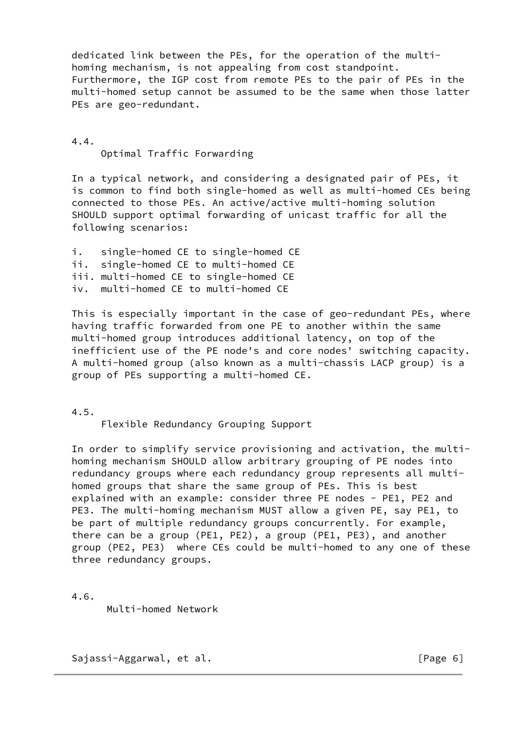dedicated link between the PEs, for the operation of the multi-homing mechanism, is not appealing from cost standpoint. Furthermore, the IGP cost from remote PEs to the pair of PEs in the multi-homed setup cannot be assumed to be the same when those latter PEs are geo-redundant.

## 4.4. Optimal Traffic Forwarding

In a typical network, and considering a designated pair of PEs, it is common to find both single-homed as well as multi-homed CEs being connected to those PEs. An active/active multi-homing solution SHOULD support optimal forwarding of unicast traffic for all the following scenarios:

- i. single-homed CE to single-homed CE
- ii. single-homed CE to multi-homed CE
- iii. multi-homed CE to single-homed CE
- iv. multi-homed CE to multi-homed CE

This is especially important in the case of geo-redundant PEs, where having traffic forwarded from one PE to another within the same multi-homed group introduces additional latency, on top of the inefficient use of the PE node's and core nodes' switching capacity. A multi-homed group (also known as a multi-chassis LACP group) is a group of PEs supporting a multi-homed CE.

## 4.5. Flexible Redundancy Grouping Support

In order to simplify service provisioning and activation, the multi-homing mechanism SHOULD allow arbitrary grouping of PE nodes into redundancy groups where each redundancy group represents all multi-homed groups that share the same group of PEs. This is best explained with an example: consider three PE nodes - PE1, PE2 and PE3. The multi-homing mechanism MUST allow a given PE, say PE1, to be part of multiple redundancy groups concurrently. For example, there can be a group (PE1, PE2), a group (PE1, PE3), and another group (PE2, PE3) where CEs could be multi-homed to any one of these three redundancy groups.

## 4.6. Multi-homed Network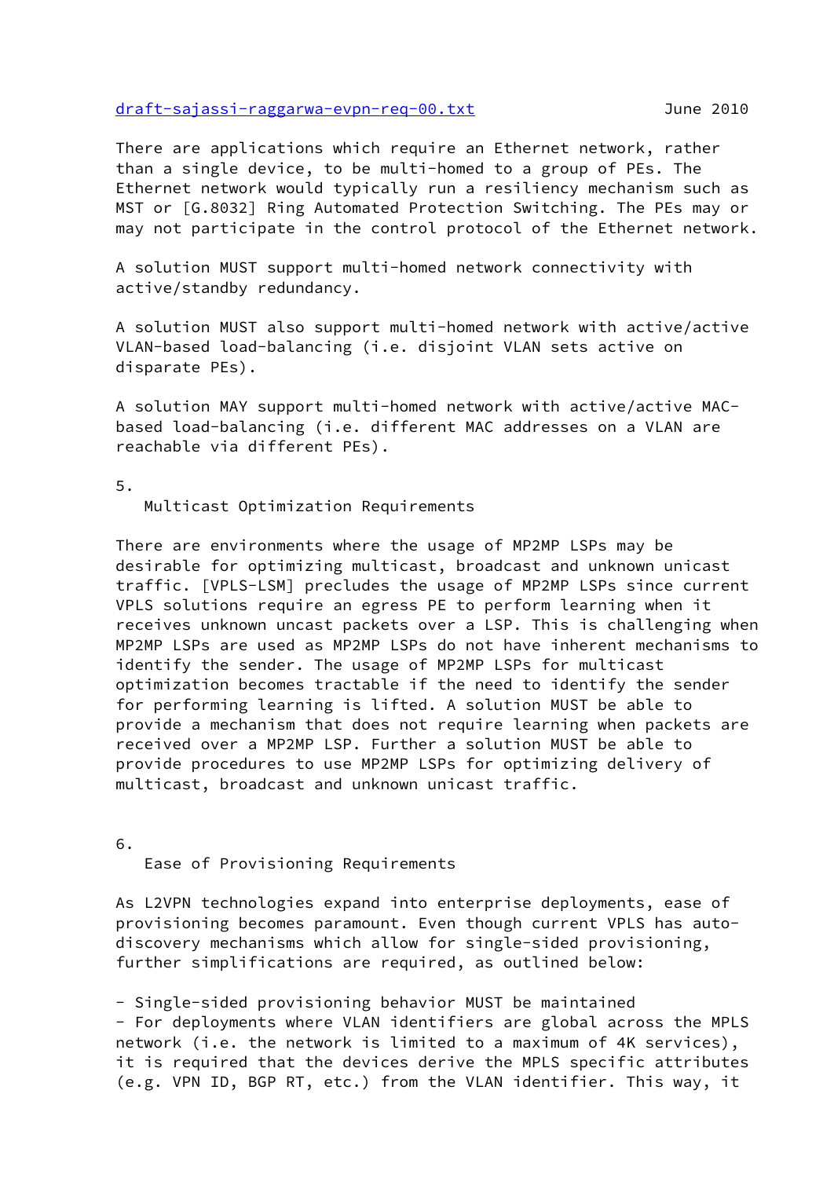There are applications which require an Ethernet network, rather than a single device, to be multi-homed to a group of PEs. The Ethernet network would typically run a resiliency mechanism such as MST or [G.8032] Ring Automated Protection Switching. The PEs may or may not participate in the control protocol of the Ethernet network.

A solution MUST support multi-homed network connectivity with active/standby redundancy.

A solution MUST also support multi-homed network with active/active VLAN-based load-balancing (i.e. disjoint VLAN sets active on disparate PEs).

A solution MAY support multi-homed network with active/active MAC-based load-balancing (i.e. different MAC addresses on a VLAN are reachable via different PEs).

## 5. Multicast Optimization Requirements

There are environments where the usage of MP2MP LSPs may be desirable for optimizing multicast, broadcast and unknown unicast traffic. [VPLS-LSM] precludes the usage of MP2MP LSPs since current VPLS solutions require an egress PE to perform learning when it receives unknown uncast packets over a LSP. This is challenging when MP2MP LSPs are used as MP2MP LSPs do not have inherent mechanisms to identify the sender. The usage of MP2MP LSPs for multicast optimization becomes tractable if the need to identify the sender for performing learning is lifted. A solution MUST be able to provide a mechanism that does not require learning when packets are received over a MP2MP LSP. Further a solution MUST be able to provide procedures to use MP2MP LSPs for optimizing delivery of multicast, broadcast and unknown unicast traffic.

## 6. Ease of Provisioning Requirements

As L2VPN technologies expand into enterprise deployments, ease of provisioning becomes paramount. Even though current VPLS has auto-discovery mechanisms which allow for single-sided provisioning, further simplifications are required, as outlined below:

- Single-sided provisioning behavior MUST be maintained
- For deployments where VLAN identifiers are global across the MPLS network (i.e. the network is limited to a maximum of 4K services), it is required that the devices derive the MPLS specific attributes (e.g. VPN ID, BGP RT, etc.) from the VLAN identifier. This way, it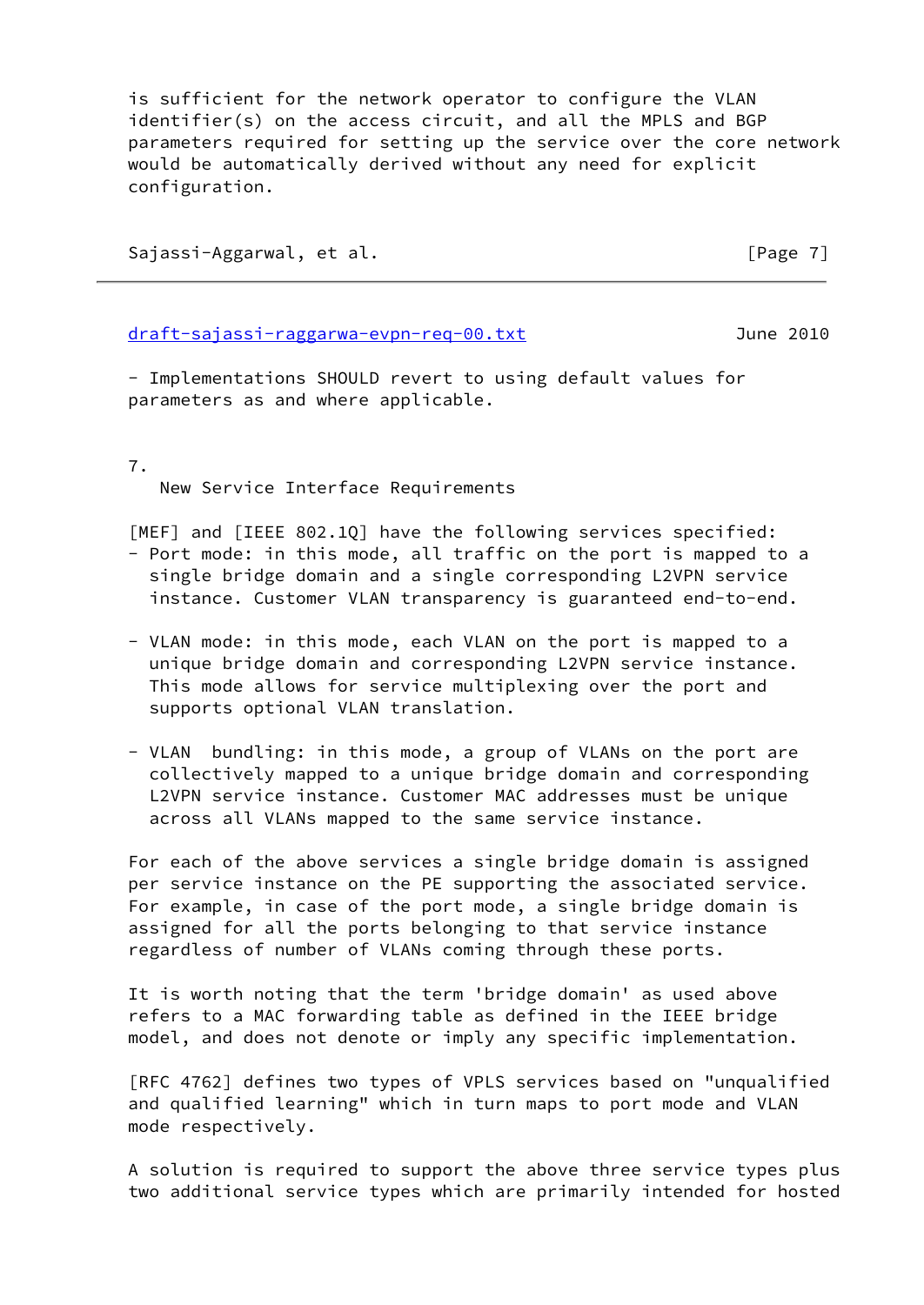is sufficient for the network operator to configure the VLAN identifier(s) on the access circuit, and all the MPLS and BGP parameters required for setting up the service over the core network would be automatically derived without any need for explicit configuration.

- Implementations SHOULD revert to using default values for parameters as and where applicable.

## 7. New Service Interface Requirements

[MEF] and [IEEE 802.1Q] have the following services specified:

- Port mode: in this mode, all traffic on the port is mapped to a single bridge domain and a single corresponding L2VPN service instance. Customer VLAN transparency is guaranteed end-to-end.

- VLAN mode: in this mode, each VLAN on the port is mapped to a unique bridge domain and corresponding L2VPN service instance. This mode allows for service multiplexing over the port and supports optional VLAN translation.

- VLAN bundling: in this mode, a group of VLANs on the port are collectively mapped to a unique bridge domain and corresponding L2VPN service instance. Customer MAC addresses must be unique across all VLANs mapped to the same service instance.

For each of the above services a single bridge domain is assigned per service instance on the PE supporting the associated service. For example, in case of the port mode, a single bridge domain is assigned for all the ports belonging to that service instance regardless of number of VLANs coming through these ports.

It is worth noting that the term 'bridge domain' as used above refers to a MAC forwarding table as defined in the IEEE bridge model, and does not denote or imply any specific implementation.

[RFC 4762] defines two types of VPLS services based on "unqualified and qualified learning" which in turn maps to port mode and VLAN mode respectively.

A solution is required to support the above three service types plus two additional service types which are primarily intended for hosted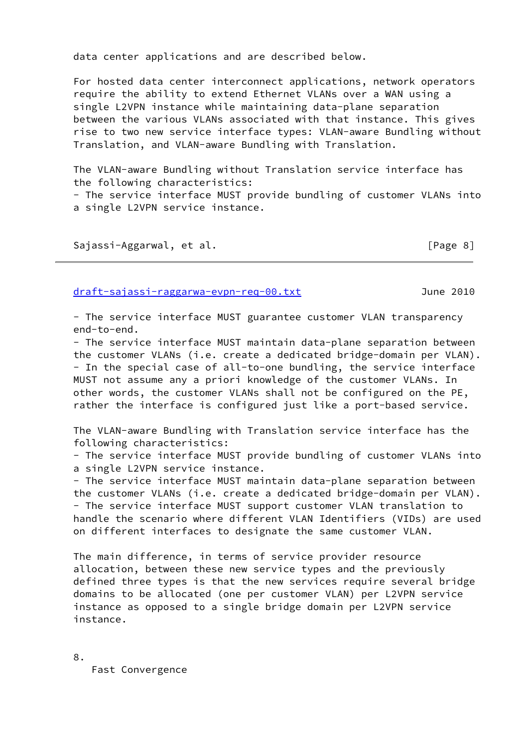data center applications and are described below.

For hosted data center interconnect applications, network operators require the ability to extend Ethernet VLANs over a WAN using a single L2VPN instance while maintaining data-plane separation between the various VLANs associated with that instance. This gives rise to two new service interface types: VLAN-aware Bundling without Translation, and VLAN-aware Bundling with Translation.

The VLAN-aware Bundling without Translation service interface has the following characteristics:

- The service interface MUST provide bundling of customer VLANs into a single L2VPN service instance.
- The service interface MUST guarantee customer VLAN transparency end-to-end.
- The service interface MUST maintain data-plane separation between the customer VLANs (i.e. create a dedicated bridge-domain per VLAN).
- In the special case of all-to-one bundling, the service interface MUST not assume any a priori knowledge of the customer VLANs. In other words, the customer VLANs shall not be configured on the PE, rather the interface is configured just like a port-based service.

The VLAN-aware Bundling with Translation service interface has the following characteristics:

- The service interface MUST provide bundling of customer VLANs into a single L2VPN service instance.
- The service interface MUST maintain data-plane separation between the customer VLANs (i.e. create a dedicated bridge-domain per VLAN).
- The service interface MUST support customer VLAN translation to handle the scenario where different VLAN Identifiers (VIDs) are used on different interfaces to designate the same customer VLAN.

The main difference, in terms of service provider resource allocation, between these new service types and the previously defined three types is that the new services require several bridge domains to be allocated (one per customer VLAN) per L2VPN service instance as opposed to a single bridge domain per L2VPN service instance.

## 8. Fast Convergence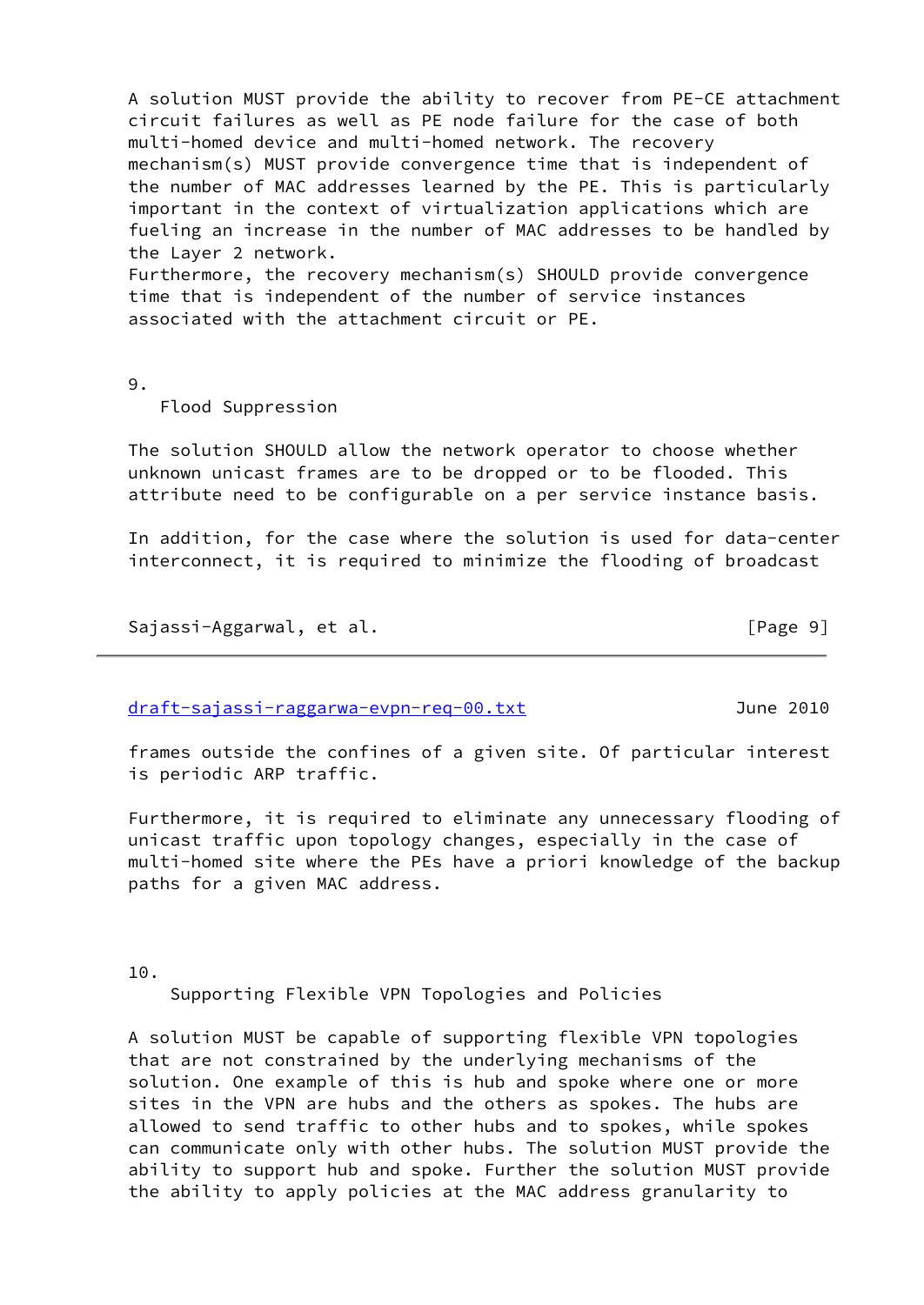A solution MUST provide the ability to recover from PE-CE attachment circuit failures as well as PE node failure for the case of both multi-homed device and multi-homed network. The recovery mechanism(s) MUST provide convergence time that is independent of the number of MAC addresses learned by the PE. This is particularly important in the context of virtualization applications which are fueling an increase in the number of MAC addresses to be handled by the Layer 2 network.
Furthermore, the recovery mechanism(s) SHOULD provide convergence time that is independent of the number of service instances associated with the attachment circuit or PE.

## 9. Flood Suppression

The solution SHOULD allow the network operator to choose whether unknown unicast frames are to be dropped or to be flooded. This attribute need to be configurable on a per service instance basis.

In addition, for the case where the solution is used for data-center interconnect, it is required to minimize the flooding of broadcast frames outside the confines of a given site. Of particular interest is periodic ARP traffic.

Furthermore, it is required to eliminate any unnecessary flooding of unicast traffic upon topology changes, especially in the case of multi-homed site where the PEs have a priori knowledge of the backup paths for a given MAC address.

## 10. Supporting Flexible VPN Topologies and Policies

A solution MUST be capable of supporting flexible VPN topologies that are not constrained by the underlying mechanisms of the solution. One example of this is hub and spoke where one or more sites in the VPN are hubs and the others as spokes. The hubs are allowed to send traffic to other hubs and to spokes, while spokes can communicate only with other hubs. The solution MUST provide the ability to support hub and spoke. Further the solution MUST provide the ability to apply policies at the MAC address granularity to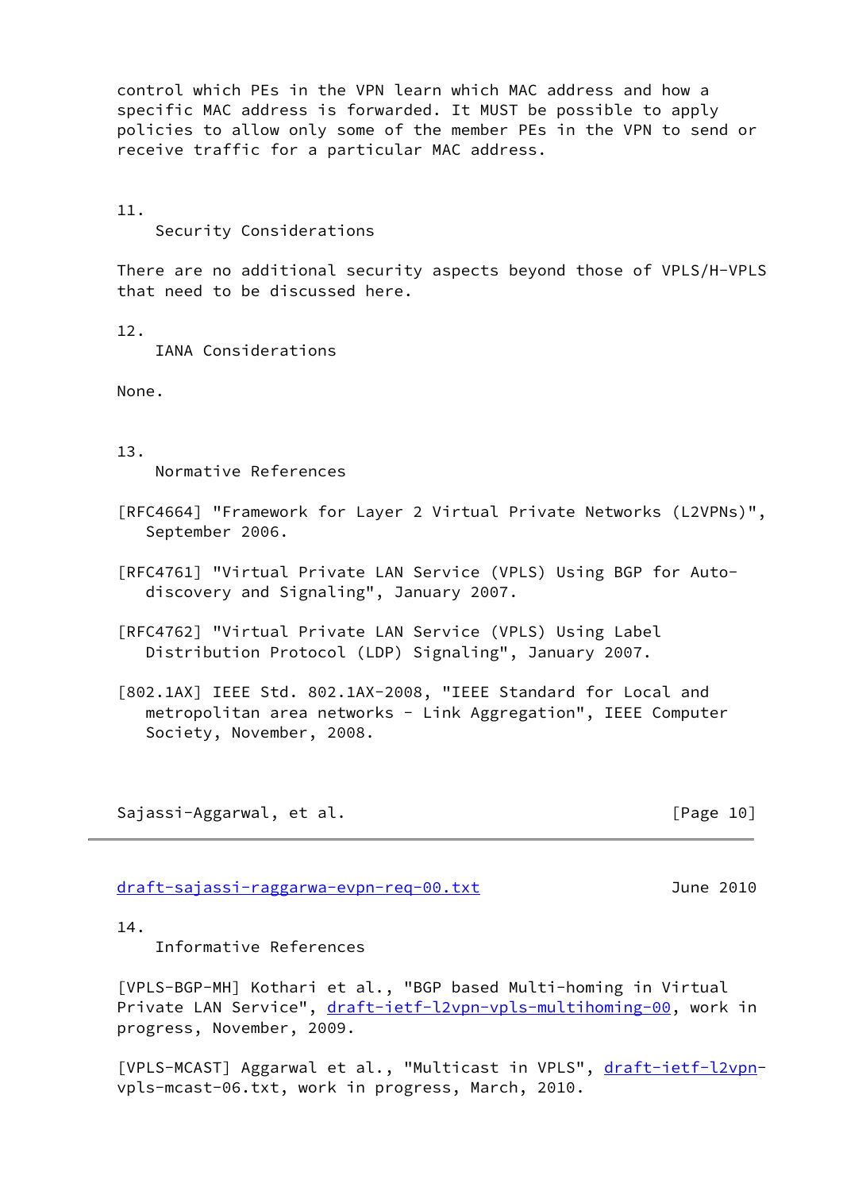control which PEs in the VPN learn which MAC address and how a specific MAC address is forwarded. It MUST be possible to apply policies to allow only some of the member PEs in the VPN to send or receive traffic for a particular MAC address.

## 11. Security Considerations

There are no additional security aspects beyond those of VPLS/H-VPLS that need to be discussed here.

## 12. IANA Considerations

None.

## 13. Normative References

[RFC4664] "Framework for Layer 2 Virtual Private Networks (L2VPNs)", September 2006.

[RFC4761] "Virtual Private LAN Service (VPLS) Using BGP for Auto-discovery and Signaling", January 2007.

[RFC4762] "Virtual Private LAN Service (VPLS) Using Label Distribution Protocol (LDP) Signaling", January 2007.

[802.1AX] IEEE Std. 802.1AX-2008, "IEEE Standard for Local and metropolitan area networks - Link Aggregation", IEEE Computer Society, November, 2008.

## 14. Informative References

[VPLS-BGP-MH] Kothari et al., "BGP based Multi-homing in Virtual Private LAN Service", draft-ietf-l2vpn-vpls-multihoming-00, work in progress, November, 2009.

[VPLS-MCAST] Aggarwal et al., "Multicast in VPLS", draft-ietf-l2vpn-vpls-mcast-06.txt, work in progress, March, 2010.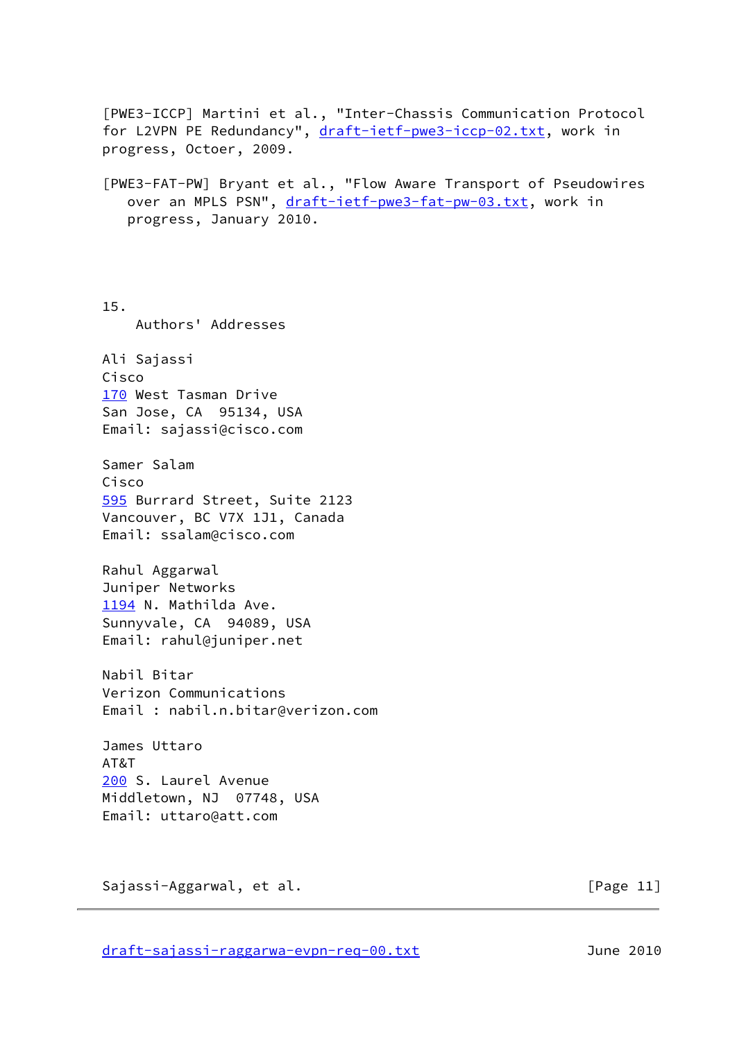[PWE3-ICCP] Martini et al., "Inter-Chassis Communication Protocol for L2VPN PE Redundancy", draft-ietf-pwe3-iccp-02.txt, work in progress, Octoer, 2009.

[PWE3-FAT-PW] Bryant et al., "Flow Aware Transport of Pseudowires over an MPLS PSN", draft-ietf-pwe3-fat-pw-03.txt, work in progress, January 2010.

## 15. Authors' Addresses

Ali Sajassi
Cisco
170 West Tasman Drive
San Jose, CA  95134, USA
Email: sajassi@cisco.com

Samer Salam
Cisco
595 Burrard Street, Suite 2123
Vancouver, BC V7X 1J1, Canada
Email: ssalam@cisco.com

Rahul Aggarwal
Juniper Networks
1194 N. Mathilda Ave.
Sunnyvale, CA  94089, USA
Email: rahul@juniper.net

Nabil Bitar
Verizon Communications
Email : nabil.n.bitar@verizon.com

James Uttaro
AT&T
200 S. Laurel Avenue
Middletown, NJ  07748, USA
Email: uttaro@att.com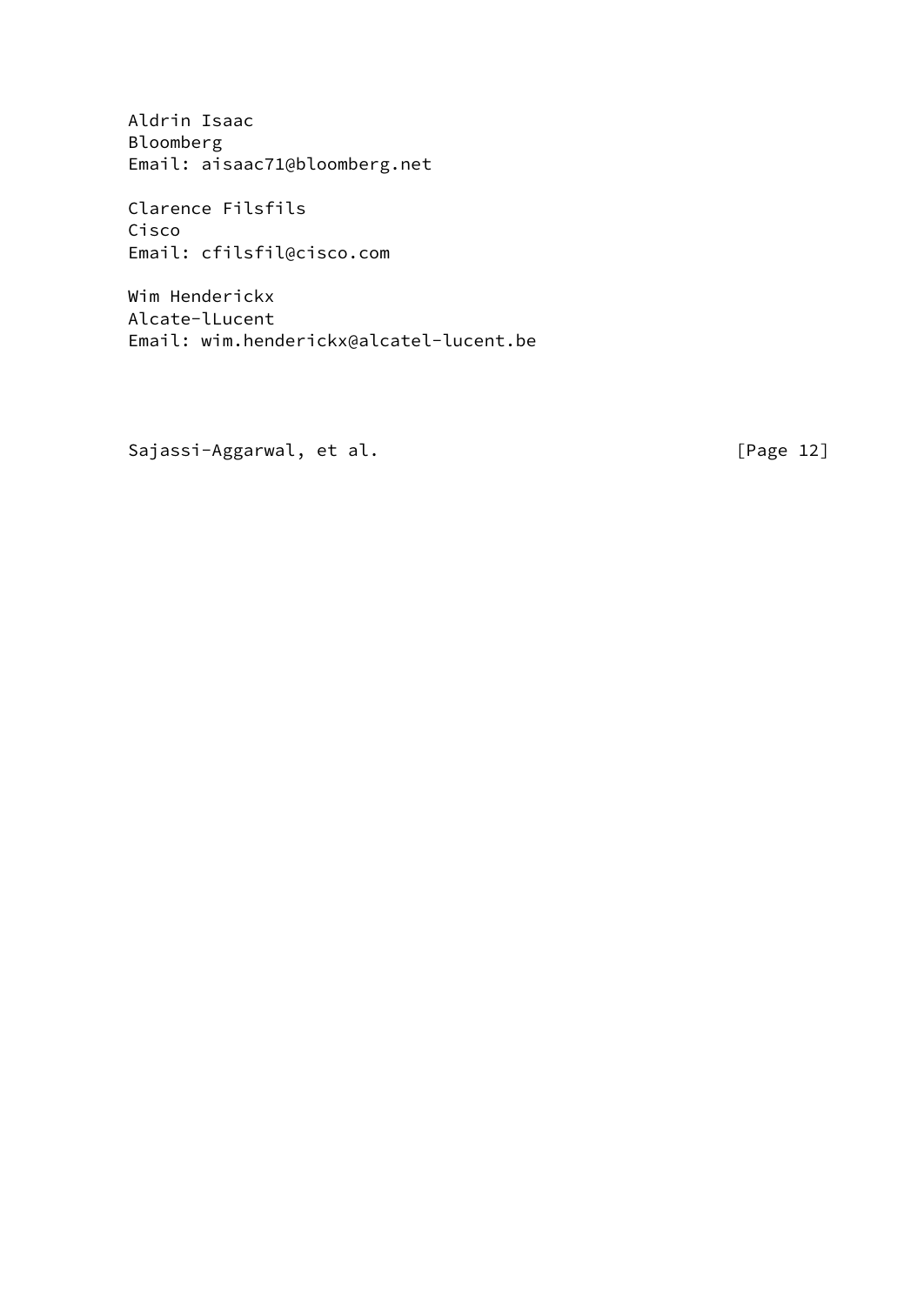Aldrin Isaac
Bloomberg
Email: aisaac71@bloomberg.net

Clarence Filsfils
Cisco
Email: cfilsfil@cisco.com

Wim Henderickx
Alcate-lLucent
Email: wim.henderickx@alcatel-lucent.be